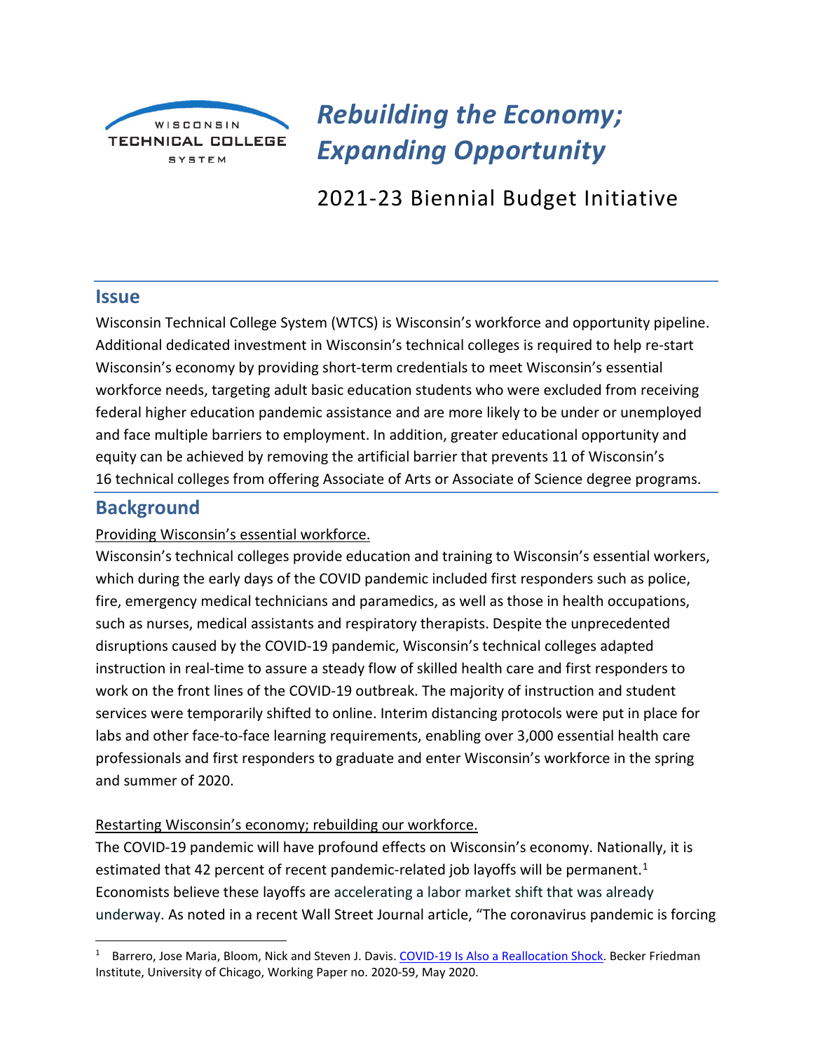WISCONSIN TECHNICAL COLLEGE SYSTEM

# *Rebuilding the Economy; Expanding Opportunity*

## 2021-23 Biennial Budget Initiative

## Issue

Wisconsin Technical College System (WTCS) is Wisconsin's workforce and opportunity pipeline. Additional dedicated investment in Wisconsin's technical colleges is required to help re-start Wisconsin's economy by providing short-term credentials to meet Wisconsin's essential workforce needs, targeting adult basic education students who were excluded from receiving federal higher education pandemic assistance and are more likely to be under or unemployed and face multiple barriers to employment. In addition, greater educational opportunity and equity can be achieved by removing the artificial barrier that prevents 11 of Wisconsin's 16 technical colleges from offering Associate of Arts or Associate of Science degree programs.

## Background

Providing Wisconsin's essential workforce.

Wisconsin's technical colleges provide education and training to Wisconsin's essential workers, which during the early days of the COVID pandemic included first responders such as police, fire, emergency medical technicians and paramedics, as well as those in health occupations, such as nurses, medical assistants and respiratory therapists. Despite the unprecedented disruptions caused by the COVID-19 pandemic, Wisconsin's technical colleges adapted instruction in real-time to assure a steady flow of skilled health care and first responders to work on the front lines of the COVID-19 outbreak. The majority of instruction and student services were temporarily shifted to online. Interim distancing protocols were put in place for labs and other face-to-face learning requirements, enabling over 3,000 essential health care professionals and first responders to graduate and enter Wisconsin's workforce in the spring and summer of 2020.

Restarting Wisconsin's economy; rebuilding our workforce.

The COVID-19 pandemic will have profound effects on Wisconsin's economy. Nationally, it is estimated that 42 percent of recent pandemic-related job layoffs will be permanent.[1] Economists believe these layoffs are accelerating a labor market shift that was already underway. As noted in a recent Wall Street Journal article, "The coronavirus pandemic is forcing

[1] Barrero, Jose Maria, Bloom, Nick and Steven J. Davis. COVID-19 Is Also a Reallocation Shock. Becker Friedman Institute, University of Chicago, Working Paper no. 2020-59, May 2020.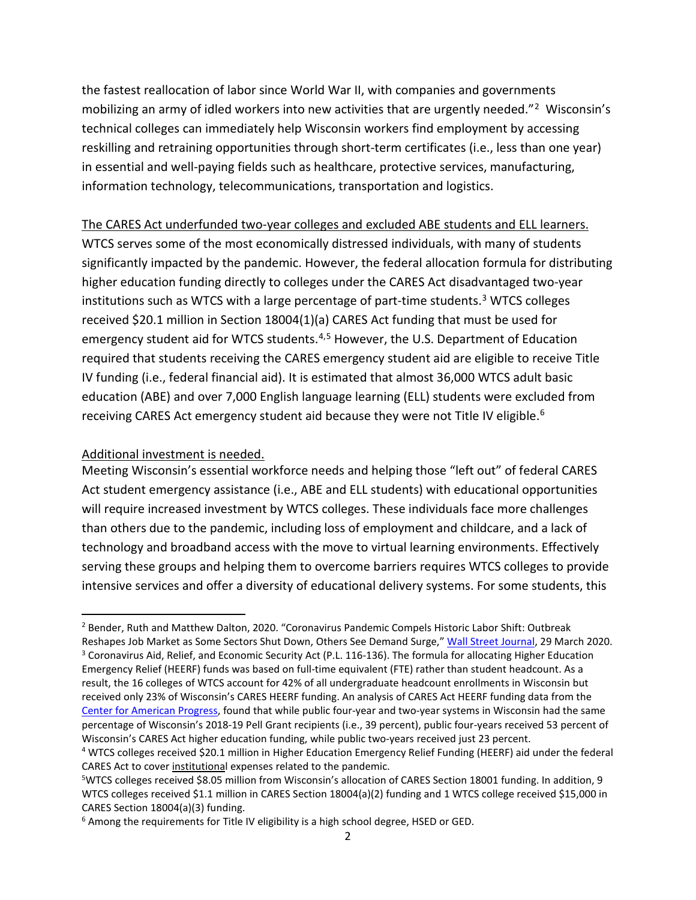the fastest reallocation of labor since World War II, with companies and governments mobilizing an army of idled workers into new activities that are urgently needed."[2] Wisconsin's technical colleges can immediately help Wisconsin workers find employment by accessing reskilling and retraining opportunities through short-term certificates (i.e., less than one year) in essential and well-paying fields such as healthcare, protective services, manufacturing, information technology, telecommunications, transportation and logistics.

The CARES Act underfunded two-year colleges and excluded ABE students and ELL learners.

WTCS serves some of the most economically distressed individuals, with many of students significantly impacted by the pandemic. However, the federal allocation formula for distributing higher education funding directly to colleges under the CARES Act disadvantaged two-year institutions such as WTCS with a large percentage of part-time students.[3] WTCS colleges received $20.1 million in Section 18004(1)(a) CARES Act funding that must be used for emergency student aid for WTCS students.[4,5] However, the U.S. Department of Education required that students receiving the CARES emergency student aid are eligible to receive Title IV funding (i.e., federal financial aid). It is estimated that almost 36,000 WTCS adult basic education (ABE) and over 7,000 English language learning (ELL) students were excluded from receiving CARES Act emergency student aid because they were not Title IV eligible.[6]

Additional investment is needed.

Meeting Wisconsin's essential workforce needs and helping those "left out" of federal CARES Act student emergency assistance (i.e., ABE and ELL students) with educational opportunities will require increased investment by WTCS colleges. These individuals face more challenges than others due to the pandemic, including loss of employment and childcare, and a lack of technology and broadband access with the move to virtual learning environments. Effectively serving these groups and helping them to overcome barriers requires WTCS colleges to provide intensive services and offer a diversity of educational delivery systems. For some students, this

---

[2] Bender, Ruth and Matthew Dalton, 2020. "Coronavirus Pandemic Compels Historic Labor Shift: Outbreak Reshapes Job Market as Some Sectors Shut Down, Others See Demand Surge," Wall Street Journal, 29 March 2020.

[3] Coronavirus Aid, Relief, and Economic Security Act (P.L. 116-136). The formula for allocating Higher Education Emergency Relief (HEERF) funds was based on full-time equivalent (FTE) rather than student headcount. As a result, the 16 colleges of WTCS account for 42% of all undergraduate headcount enrollments in Wisconsin but received only 23% of Wisconsin's CARES HEERF funding. An analysis of CARES Act HEERF funding data from the Center for American Progress, found that while public four-year and two-year systems in Wisconsin had the same percentage of Wisconsin's 2018-19 Pell Grant recipients (i.e., 39 percent), public four-years received 53 percent of Wisconsin's CARES Act higher education funding, while public two-years received just 23 percent.

[4] WTCS colleges received $20.1 million in Higher Education Emergency Relief Funding (HEERF) aid under the federal CARES Act to cover institutional expenses related to the pandemic.

[5] WTCS colleges received $8.05 million from Wisconsin's allocation of CARES Section 18001 funding. In addition, 9 WTCS colleges received $1.1 million in CARES Section 18004(a)(2) funding and 1 WTCS college received $15,000 in CARES Section 18004(a)(3) funding.

[6] Among the requirements for Title IV eligibility is a high school degree, HSED or GED.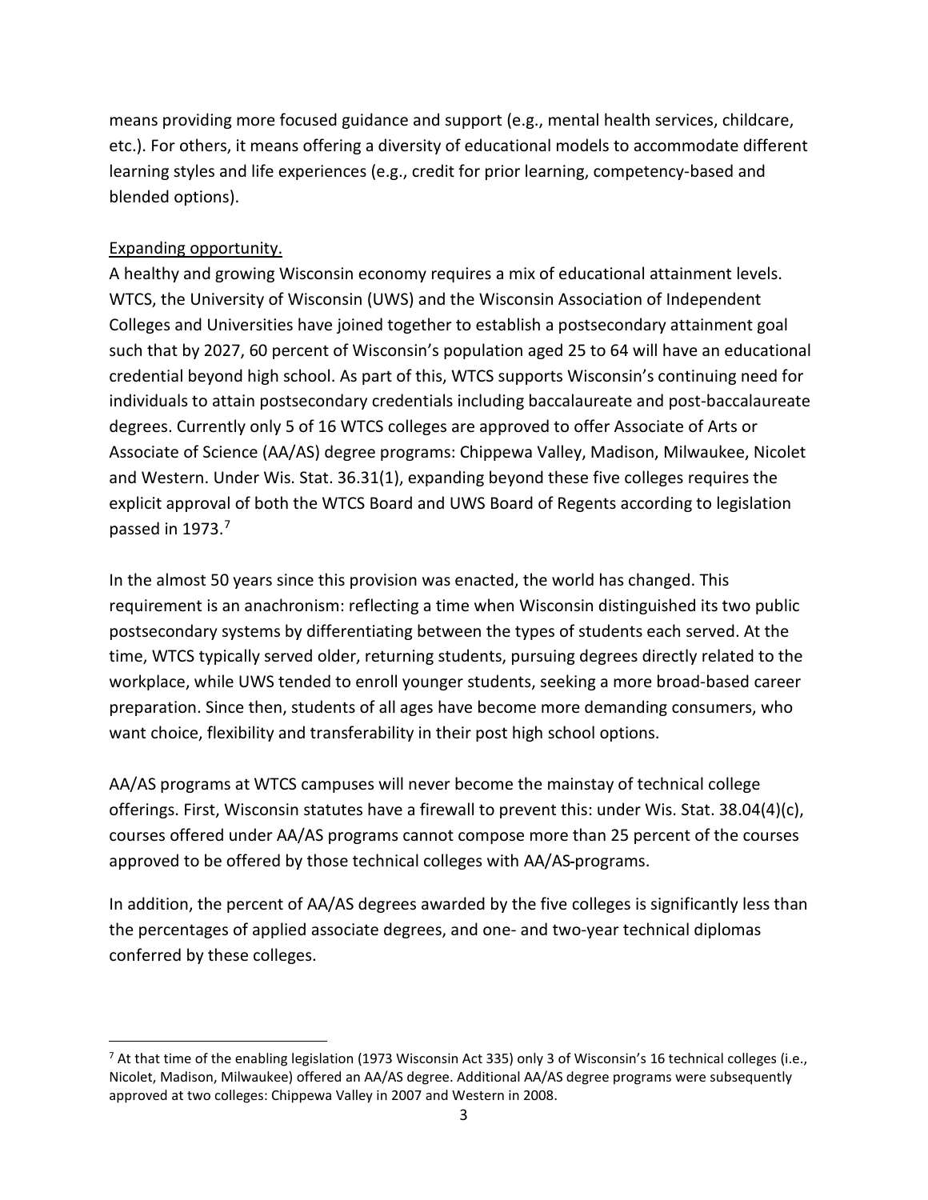means providing more focused guidance and support (e.g., mental health services, childcare, etc.). For others, it means offering a diversity of educational models to accommodate different learning styles and life experiences (e.g., credit for prior learning, competency-based and blended options).

<u>Expanding opportunity.</u>

A healthy and growing Wisconsin economy requires a mix of educational attainment levels. WTCS, the University of Wisconsin (UWS) and the Wisconsin Association of Independent Colleges and Universities have joined together to establish a postsecondary attainment goal such that by 2027, 60 percent of Wisconsin's population aged 25 to 64 will have an educational credential beyond high school. As part of this, WTCS supports Wisconsin's continuing need for individuals to attain postsecondary credentials including baccalaureate and post-baccalaureate degrees. Currently only 5 of 16 WTCS colleges are approved to offer Associate of Arts or Associate of Science (AA/AS) degree programs: Chippewa Valley, Madison, Milwaukee, Nicolet and Western. Under Wis. Stat. 36.31(1), expanding beyond these five colleges requires the explicit approval of both the WTCS Board and UWS Board of Regents according to legislation passed in 1973.[7]

In the almost 50 years since this provision was enacted, the world has changed. This requirement is an anachronism: reflecting a time when Wisconsin distinguished its two public postsecondary systems by differentiating between the types of students each served. At the time, WTCS typically served older, returning students, pursuing degrees directly related to the workplace, while UWS tended to enroll younger students, seeking a more broad-based career preparation. Since then, students of all ages have become more demanding consumers, who want choice, flexibility and transferability in their post high school options.

AA/AS programs at WTCS campuses will never become the mainstay of technical college offerings. First, Wisconsin statutes have a firewall to prevent this: under Wis. Stat. 38.04(4)(c), courses offered under AA/AS programs cannot compose more than 25 percent of the courses approved to be offered by those technical colleges with AA/AS-programs.

In addition, the percent of AA/AS degrees awarded by the five colleges is significantly less than the percentages of applied associate degrees, and one- and two-year technical diplomas conferred by these colleges.

---

[7] At that time of the enabling legislation (1973 Wisconsin Act 335) only 3 of Wisconsin's 16 technical colleges (i.e., Nicolet, Madison, Milwaukee) offered an AA/AS degree. Additional AA/AS degree programs were subsequently approved at two colleges: Chippewa Valley in 2007 and Western in 2008.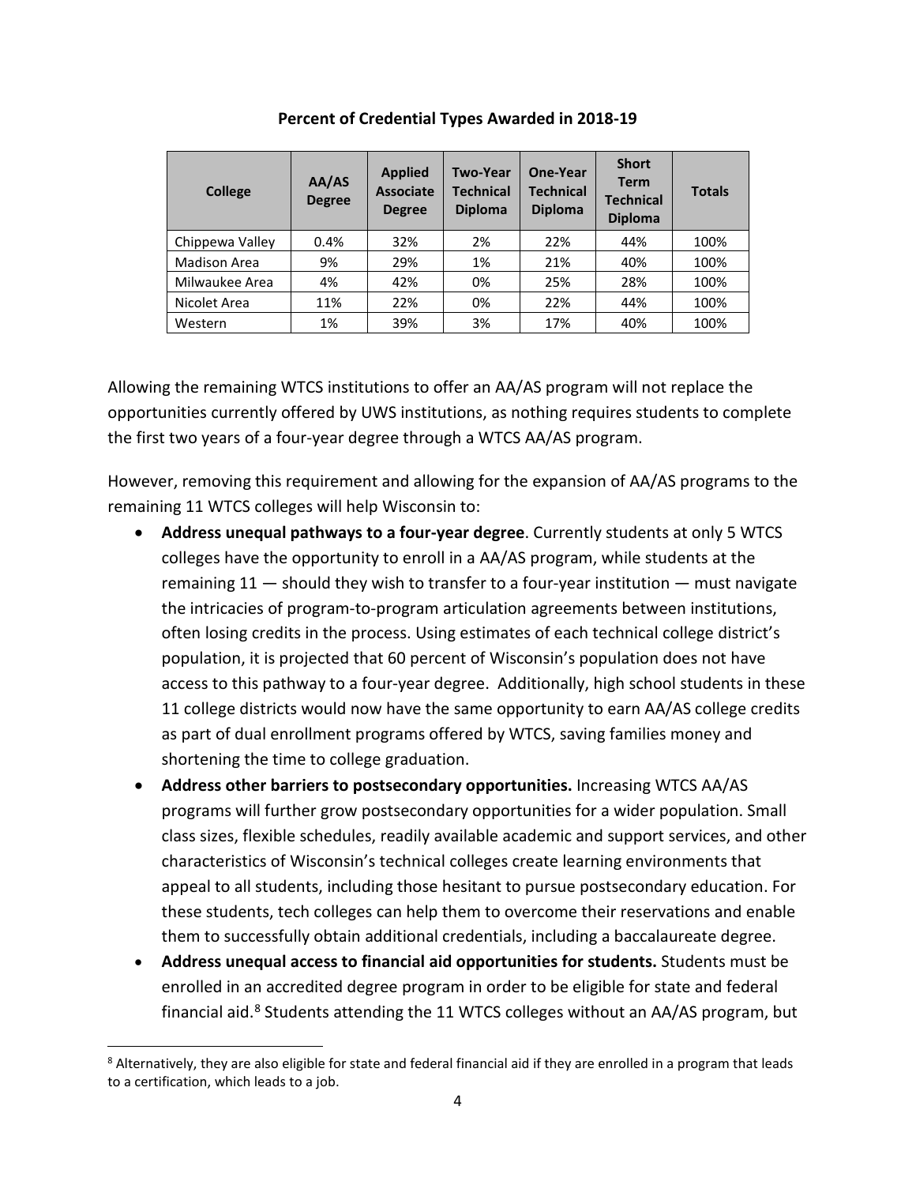**Percent of Credential Types Awarded in 2018-19**

| College | AA/AS Degree | Applied Associate Degree | Two-Year Technical Diploma | One-Year Technical Diploma | Short Term Technical Diploma | Totals |
|---|---|---|---|---|---|---|
| Chippewa Valley | 0.4% | 32% | 2% | 22% | 44% | 100% |
| Madison Area | 9% | 29% | 1% | 21% | 40% | 100% |
| Milwaukee Area | 4% | 42% | 0% | 25% | 28% | 100% |
| Nicolet Area | 11% | 22% | 0% | 22% | 44% | 100% |
| Western | 1% | 39% | 3% | 17% | 40% | 100% |

Allowing the remaining WTCS institutions to offer an AA/AS program will not replace the opportunities currently offered by UWS institutions, as nothing requires students to complete the first two years of a four-year degree through a WTCS AA/AS program.

However, removing this requirement and allowing for the expansion of AA/AS programs to the remaining 11 WTCS colleges will help Wisconsin to:

- **Address unequal pathways to a four-year degree**. Currently students at only 5 WTCS colleges have the opportunity to enroll in a AA/AS program, while students at the remaining 11 — should they wish to transfer to a four-year institution — must navigate the intricacies of program-to-program articulation agreements between institutions, often losing credits in the process. Using estimates of each technical college district's population, it is projected that 60 percent of Wisconsin's population does not have access to this pathway to a four-year degree. Additionally, high school students in these 11 college districts would now have the same opportunity to earn AA/AS college credits as part of dual enrollment programs offered by WTCS, saving families money and shortening the time to college graduation.
- **Address other barriers to postsecondary opportunities.** Increasing WTCS AA/AS programs will further grow postsecondary opportunities for a wider population. Small class sizes, flexible schedules, readily available academic and support services, and other characteristics of Wisconsin's technical colleges create learning environments that appeal to all students, including those hesitant to pursue postsecondary education. For these students, tech colleges can help them to overcome their reservations and enable them to successfully obtain additional credentials, including a baccalaureate degree.
- **Address unequal access to financial aid opportunities for students.** Students must be enrolled in an accredited degree program in order to be eligible for state and federal financial aid.[8] Students attending the 11 WTCS colleges without an AA/AS program, but

[8] Alternatively, they are also eligible for state and federal financial aid if they are enrolled in a program that leads to a certification, which leads to a job.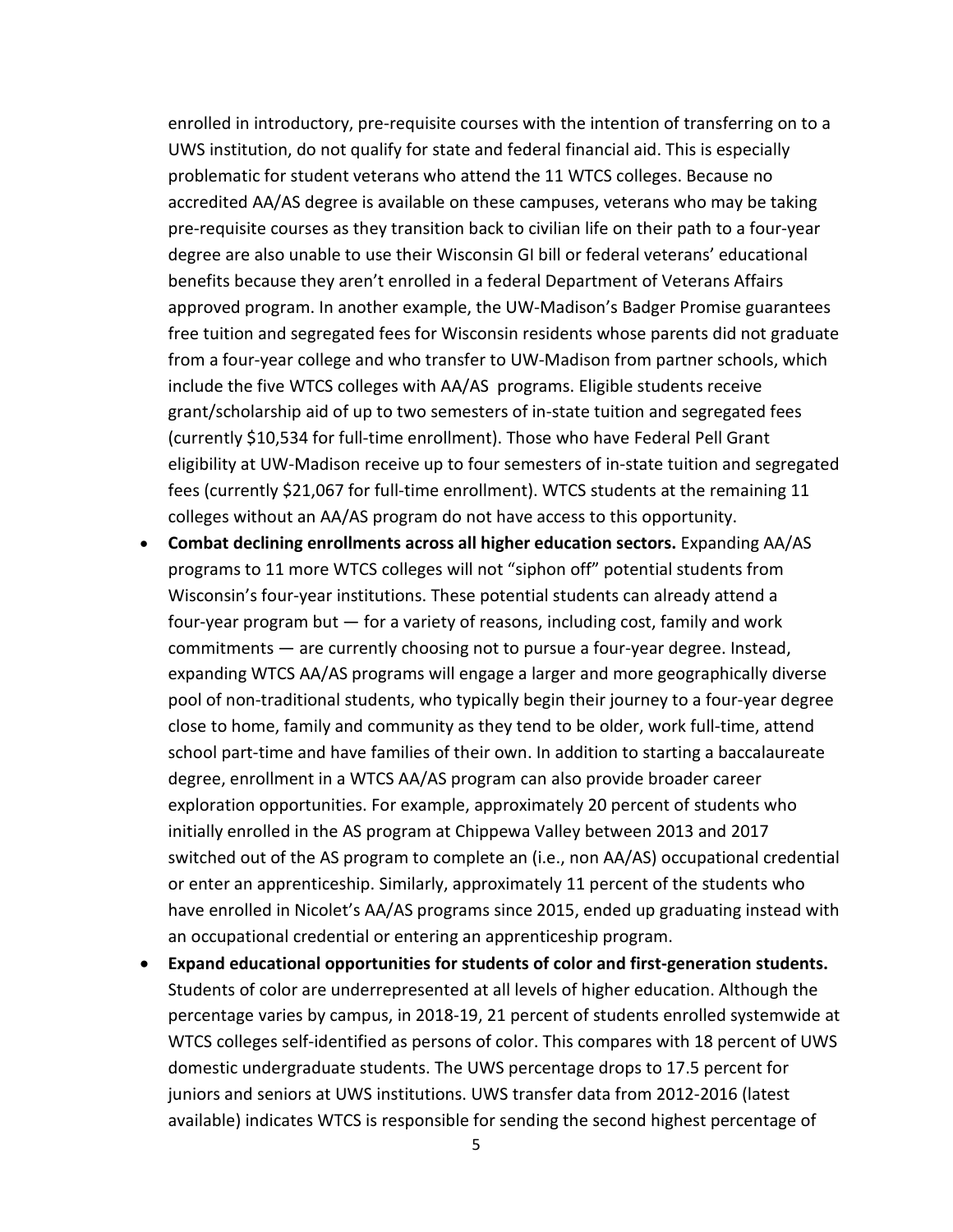enrolled in introductory, pre-requisite courses with the intention of transferring on to a UWS institution, do not qualify for state and federal financial aid. This is especially problematic for student veterans who attend the 11 WTCS colleges. Because no accredited AA/AS degree is available on these campuses, veterans who may be taking pre-requisite courses as they transition back to civilian life on their path to a four-year degree are also unable to use their Wisconsin GI bill or federal veterans' educational benefits because they aren't enrolled in a federal Department of Veterans Affairs approved program. In another example, the UW-Madison's Badger Promise guarantees free tuition and segregated fees for Wisconsin residents whose parents did not graduate from a four-year college and who transfer to UW-Madison from partner schools, which include the five WTCS colleges with AA/AS programs. Eligible students receive grant/scholarship aid of up to two semesters of in-state tuition and segregated fees (currently $10,534 for full-time enrollment). Those who have Federal Pell Grant eligibility at UW-Madison receive up to four semesters of in-state tuition and segregated fees (currently $21,067 for full-time enrollment). WTCS students at the remaining 11 colleges without an AA/AS program do not have access to this opportunity.

- **Combat declining enrollments across all higher education sectors.** Expanding AA/AS programs to 11 more WTCS colleges will not "siphon off" potential students from Wisconsin's four-year institutions. These potential students can already attend a four-year program but — for a variety of reasons, including cost, family and work commitments — are currently choosing not to pursue a four-year degree. Instead, expanding WTCS AA/AS programs will engage a larger and more geographically diverse pool of non-traditional students, who typically begin their journey to a four-year degree close to home, family and community as they tend to be older, work full-time, attend school part-time and have families of their own. In addition to starting a baccalaureate degree, enrollment in a WTCS AA/AS program can also provide broader career exploration opportunities. For example, approximately 20 percent of students who initially enrolled in the AS program at Chippewa Valley between 2013 and 2017 switched out of the AS program to complete an (i.e., non AA/AS) occupational credential or enter an apprenticeship. Similarly, approximately 11 percent of the students who have enrolled in Nicolet's AA/AS programs since 2015, ended up graduating instead with an occupational credential or entering an apprenticeship program.
- **Expand educational opportunities for students of color and first-generation students.** Students of color are underrepresented at all levels of higher education. Although the percentage varies by campus, in 2018-19, 21 percent of students enrolled systemwide at WTCS colleges self-identified as persons of color. This compares with 18 percent of UWS domestic undergraduate students. The UWS percentage drops to 17.5 percent for juniors and seniors at UWS institutions. UWS transfer data from 2012-2016 (latest available) indicates WTCS is responsible for sending the second highest percentage of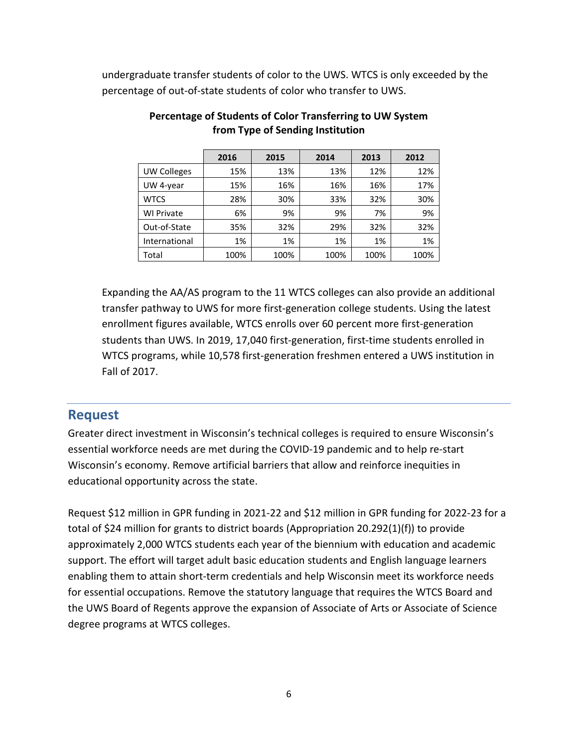undergraduate transfer students of color to the UWS. WTCS is only exceeded by the percentage of out-of-state students of color who transfer to UWS.

**Percentage of Students of Color Transferring to UW System from Type of Sending Institution**

| | 2016 | 2015 | 2014 | 2013 | 2012 |
|---|---|---|---|---|---|
| UW Colleges | 15% | 13% | 13% | 12% | 12% |
| UW 4-year | 15% | 16% | 16% | 16% | 17% |
| WTCS | 28% | 30% | 33% | 32% | 30% |
| WI Private | 6% | 9% | 9% | 7% | 9% |
| Out-of-State | 35% | 32% | 29% | 32% | 32% |
| International | 1% | 1% | 1% | 1% | 1% |
| Total | 100% | 100% | 100% | 100% | 100% |

Expanding the AA/AS program to the 11 WTCS colleges can also provide an additional transfer pathway to UWS for more first-generation college students. Using the latest enrollment figures available, WTCS enrolls over 60 percent more first-generation students than UWS. In 2019, 17,040 first-generation, first-time students enrolled in WTCS programs, while 10,578 first-generation freshmen entered a UWS institution in Fall of 2017.

## Request

Greater direct investment in Wisconsin's technical colleges is required to ensure Wisconsin's essential workforce needs are met during the COVID-19 pandemic and to help re-start Wisconsin's economy. Remove artificial barriers that allow and reinforce inequities in educational opportunity across the state.

Request $12 million in GPR funding in 2021-22 and $12 million in GPR funding for 2022-23 for a total of $24 million for grants to district boards (Appropriation 20.292(1)(f)) to provide approximately 2,000 WTCS students each year of the biennium with education and academic support. The effort will target adult basic education students and English language learners enabling them to attain short-term credentials and help Wisconsin meet its workforce needs for essential occupations. Remove the statutory language that requires the WTCS Board and the UWS Board of Regents approve the expansion of Associate of Arts or Associate of Science degree programs at WTCS colleges.